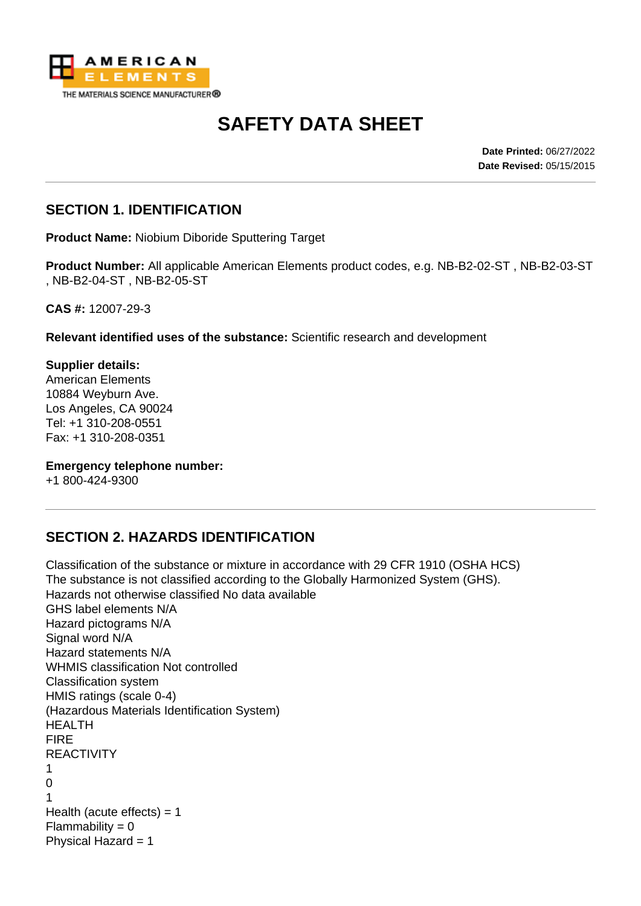# SAFETY DATA SHEET

**Date Printed:** 06/27/2022
**Date Revised:** 05/15/2015

## SECTION 1. IDENTIFICATION

**Product Name:** Niobium Diboride Sputtering Target

**Product Number:** All applicable American Elements product codes, e.g. NB-B2-02-ST , NB-B2-03-ST , NB-B2-04-ST , NB-B2-05-ST

**CAS #:** 12007-29-3

**Relevant identified uses of the substance:** Scientific research and development

**Supplier details:**
American Elements
10884 Weyburn Ave.
Los Angeles, CA 90024
Tel: +1 310-208-0551
Fax: +1 310-208-0351

**Emergency telephone number:**
+1 800-424-9300

## SECTION 2. HAZARDS IDENTIFICATION

Classification of the substance or mixture in accordance with 29 CFR 1910 (OSHA HCS)
The substance is not classified according to the Globally Harmonized System (GHS).
Hazards not otherwise classified No data available
GHS label elements N/A
Hazard pictograms N/A
Signal word N/A
Hazard statements N/A
WHMIS classification Not controlled
Classification system
HMIS ratings (scale 0-4)
(Hazardous Materials Identification System)
HEALTH
FIRE
REACTIVITY
1
0
1
Health (acute effects) = 1
Flammability = 0
Physical Hazard = 1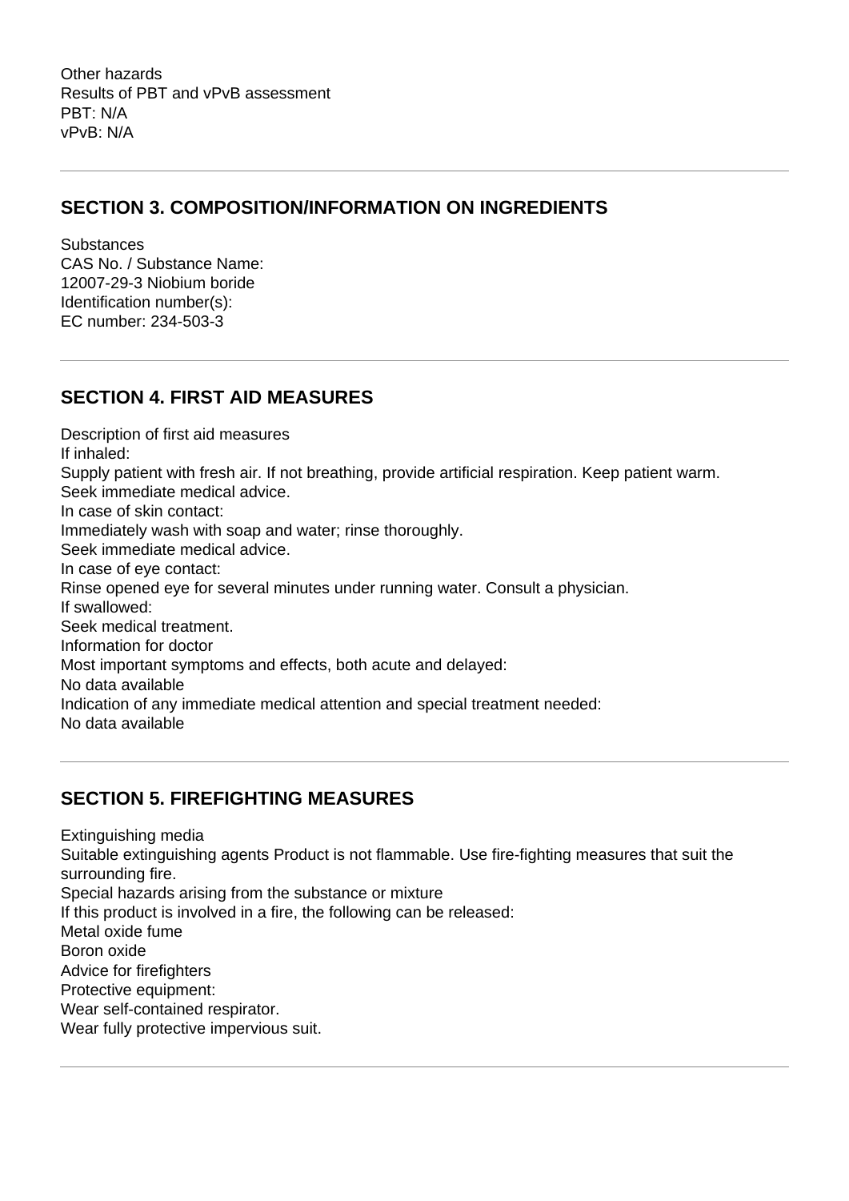Other hazards
Results of PBT and vPvB assessment
PBT: N/A
vPvB: N/A

---

## SECTION 3. COMPOSITION/INFORMATION ON INGREDIENTS

Substances
CAS No. / Substance Name:
12007-29-3 Niobium boride
Identification number(s):
EC number: 234-503-3

---

## SECTION 4. FIRST AID MEASURES

Description of first aid measures
If inhaled:
Supply patient with fresh air. If not breathing, provide artificial respiration. Keep patient warm.
Seek immediate medical advice.
In case of skin contact:
Immediately wash with soap and water; rinse thoroughly.
Seek immediate medical advice.
In case of eye contact:
Rinse opened eye for several minutes under running water. Consult a physician.
If swallowed:
Seek medical treatment.
Information for doctor
Most important symptoms and effects, both acute and delayed:
No data available
Indication of any immediate medical attention and special treatment needed:
No data available

---

## SECTION 5. FIREFIGHTING MEASURES

Extinguishing media
Suitable extinguishing agents Product is not flammable. Use fire-fighting measures that suit the surrounding fire.
Special hazards arising from the substance or mixture
If this product is involved in a fire, the following can be released:
Metal oxide fume
Boron oxide
Advice for firefighters
Protective equipment:
Wear self-contained respirator.
Wear fully protective impervious suit.

---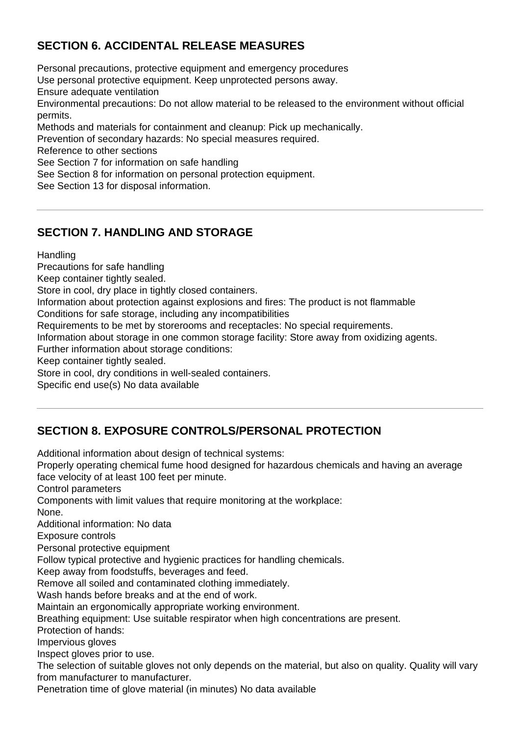## SECTION 6. ACCIDENTAL RELEASE MEASURES

Personal precautions, protective equipment and emergency procedures
Use personal protective equipment. Keep unprotected persons away.
Ensure adequate ventilation
Environmental precautions: Do not allow material to be released to the environment without official permits.
Methods and materials for containment and cleanup: Pick up mechanically.
Prevention of secondary hazards: No special measures required.
Reference to other sections
See Section 7 for information on safe handling
See Section 8 for information on personal protection equipment.
See Section 13 for disposal information.

---

## SECTION 7. HANDLING AND STORAGE

Handling
Precautions for safe handling
Keep container tightly sealed.
Store in cool, dry place in tightly closed containers.
Information about protection against explosions and fires: The product is not flammable
Conditions for safe storage, including any incompatibilities
Requirements to be met by storerooms and receptacles: No special requirements.
Information about storage in one common storage facility: Store away from oxidizing agents.
Further information about storage conditions:
Keep container tightly sealed.
Store in cool, dry conditions in well-sealed containers.
Specific end use(s) No data available

---

## SECTION 8. EXPOSURE CONTROLS/PERSONAL PROTECTION

Additional information about design of technical systems:
Properly operating chemical fume hood designed for hazardous chemicals and having an average face velocity of at least 100 feet per minute.
Control parameters
Components with limit values that require monitoring at the workplace:
None.
Additional information: No data
Exposure controls
Personal protective equipment
Follow typical protective and hygienic practices for handling chemicals.
Keep away from foodstuffs, beverages and feed.
Remove all soiled and contaminated clothing immediately.
Wash hands before breaks and at the end of work.
Maintain an ergonomically appropriate working environment.
Breathing equipment: Use suitable respirator when high concentrations are present.
Protection of hands:
Impervious gloves
Inspect gloves prior to use.
The selection of suitable gloves not only depends on the material, but also on quality. Quality will vary from manufacturer to manufacturer.
Penetration time of glove material (in minutes) No data available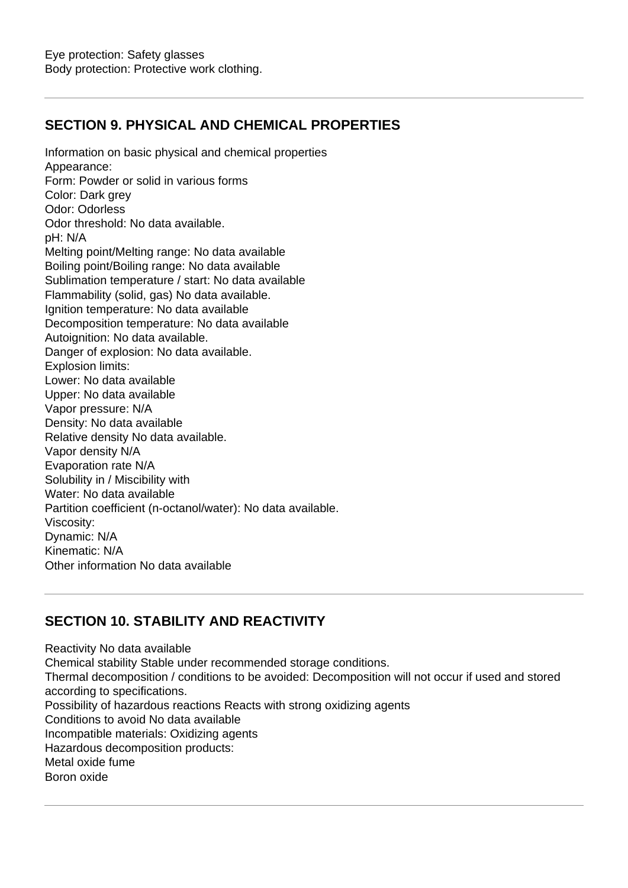Eye protection: Safety glasses
Body protection: Protective work clothing.

---

## SECTION 9. PHYSICAL AND CHEMICAL PROPERTIES

Information on basic physical and chemical properties
Appearance:
Form: Powder or solid in various forms
Color: Dark grey
Odor: Odorless
Odor threshold: No data available.
pH: N/A
Melting point/Melting range: No data available
Boiling point/Boiling range: No data available
Sublimation temperature / start: No data available
Flammability (solid, gas) No data available.
Ignition temperature: No data available
Decomposition temperature: No data available
Autoignition: No data available.
Danger of explosion: No data available.
Explosion limits:
Lower: No data available
Upper: No data available
Vapor pressure: N/A
Density: No data available
Relative density No data available.
Vapor density N/A
Evaporation rate N/A
Solubility in / Miscibility with
Water: No data available
Partition coefficient (n-octanol/water): No data available.
Viscosity:
Dynamic: N/A
Kinematic: N/A
Other information No data available

---

## SECTION 10. STABILITY AND REACTIVITY

Reactivity No data available
Chemical stability Stable under recommended storage conditions.
Thermal decomposition / conditions to be avoided: Decomposition will not occur if used and stored according to specifications.
Possibility of hazardous reactions Reacts with strong oxidizing agents
Conditions to avoid No data available
Incompatible materials: Oxidizing agents
Hazardous decomposition products:
Metal oxide fume
Boron oxide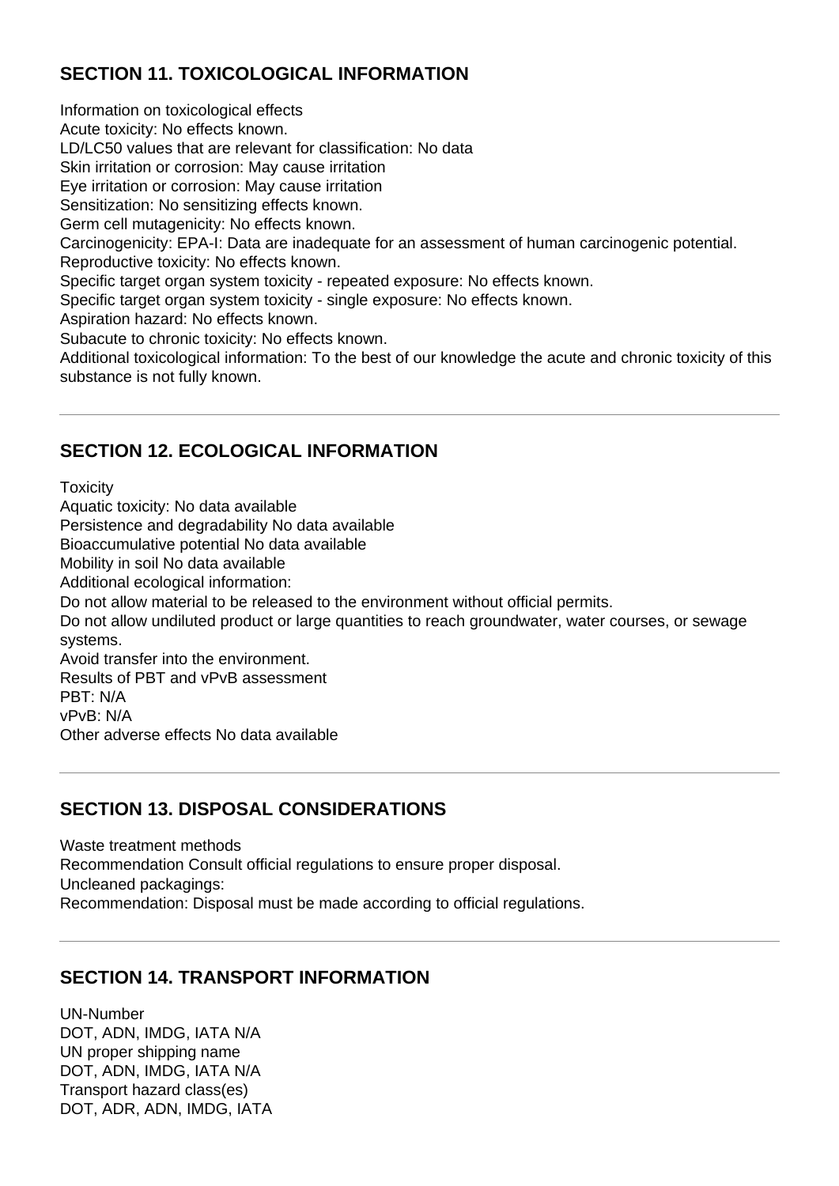## SECTION 11. TOXICOLOGICAL INFORMATION

Information on toxicological effects
Acute toxicity: No effects known.
LD/LC50 values that are relevant for classification: No data
Skin irritation or corrosion: May cause irritation
Eye irritation or corrosion: May cause irritation
Sensitization: No sensitizing effects known.
Germ cell mutagenicity: No effects known.
Carcinogenicity: EPA-I: Data are inadequate for an assessment of human carcinogenic potential.
Reproductive toxicity: No effects known.
Specific target organ system toxicity - repeated exposure: No effects known.
Specific target organ system toxicity - single exposure: No effects known.
Aspiration hazard: No effects known.
Subacute to chronic toxicity: No effects known.
Additional toxicological information: To the best of our knowledge the acute and chronic toxicity of this substance is not fully known.

---

## SECTION 12. ECOLOGICAL INFORMATION

Toxicity
Aquatic toxicity: No data available
Persistence and degradability No data available
Bioaccumulative potential No data available
Mobility in soil No data available
Additional ecological information:
Do not allow material to be released to the environment without official permits.
Do not allow undiluted product or large quantities to reach groundwater, water courses, or sewage systems.
Avoid transfer into the environment.
Results of PBT and vPvB assessment
PBT: N/A
vPvB: N/A
Other adverse effects No data available

---

## SECTION 13. DISPOSAL CONSIDERATIONS

Waste treatment methods
Recommendation Consult official regulations to ensure proper disposal.
Uncleaned packagings:
Recommendation: Disposal must be made according to official regulations.

---

## SECTION 14. TRANSPORT INFORMATION

UN-Number
DOT, ADN, IMDG, IATA N/A
UN proper shipping name
DOT, ADN, IMDG, IATA N/A
Transport hazard class(es)
DOT, ADR, ADN, IMDG, IATA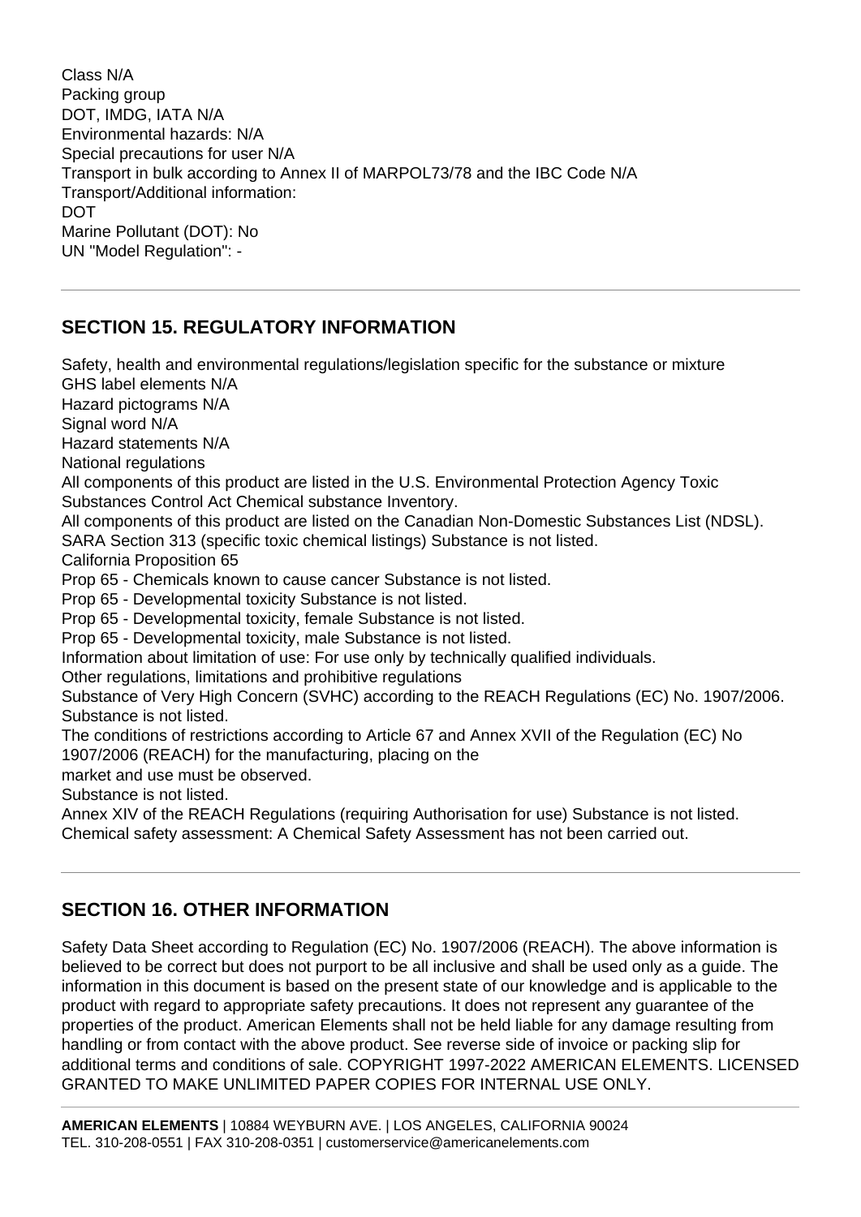Class N/A
Packing group
DOT, IMDG, IATA N/A
Environmental hazards: N/A
Special precautions for user N/A
Transport in bulk according to Annex II of MARPOL73/78 and the IBC Code N/A
Transport/Additional information:
DOT
Marine Pollutant (DOT): No
UN "Model Regulation": -

## SECTION 15. REGULATORY INFORMATION

Safety, health and environmental regulations/legislation specific for the substance or mixture
GHS label elements N/A
Hazard pictograms N/A
Signal word N/A
Hazard statements N/A
National regulations
All components of this product are listed in the U.S. Environmental Protection Agency Toxic Substances Control Act Chemical substance Inventory.
All components of this product are listed on the Canadian Non-Domestic Substances List (NDSL).
SARA Section 313 (specific toxic chemical listings) Substance is not listed.
California Proposition 65
Prop 65 - Chemicals known to cause cancer Substance is not listed.
Prop 65 - Developmental toxicity Substance is not listed.
Prop 65 - Developmental toxicity, female Substance is not listed.
Prop 65 - Developmental toxicity, male Substance is not listed.
Information about limitation of use: For use only by technically qualified individuals.
Other regulations, limitations and prohibitive regulations
Substance of Very High Concern (SVHC) according to the REACH Regulations (EC) No. 1907/2006. Substance is not listed.
The conditions of restrictions according to Article 67 and Annex XVII of the Regulation (EC) No 1907/2006 (REACH) for the manufacturing, placing on the
market and use must be observed.
Substance is not listed.
Annex XIV of the REACH Regulations (requiring Authorisation for use) Substance is not listed.
Chemical safety assessment: A Chemical Safety Assessment has not been carried out.

## SECTION 16. OTHER INFORMATION

Safety Data Sheet according to Regulation (EC) No. 1907/2006 (REACH). The above information is believed to be correct but does not purport to be all inclusive and shall be used only as a guide. The information in this document is based on the present state of our knowledge and is applicable to the product with regard to appropriate safety precautions. It does not represent any guarantee of the properties of the product. American Elements shall not be held liable for any damage resulting from handling or from contact with the above product. See reverse side of invoice or packing slip for additional terms and conditions of sale. COPYRIGHT 1997-2022 AMERICAN ELEMENTS. LICENSED GRANTED TO MAKE UNLIMITED PAPER COPIES FOR INTERNAL USE ONLY.